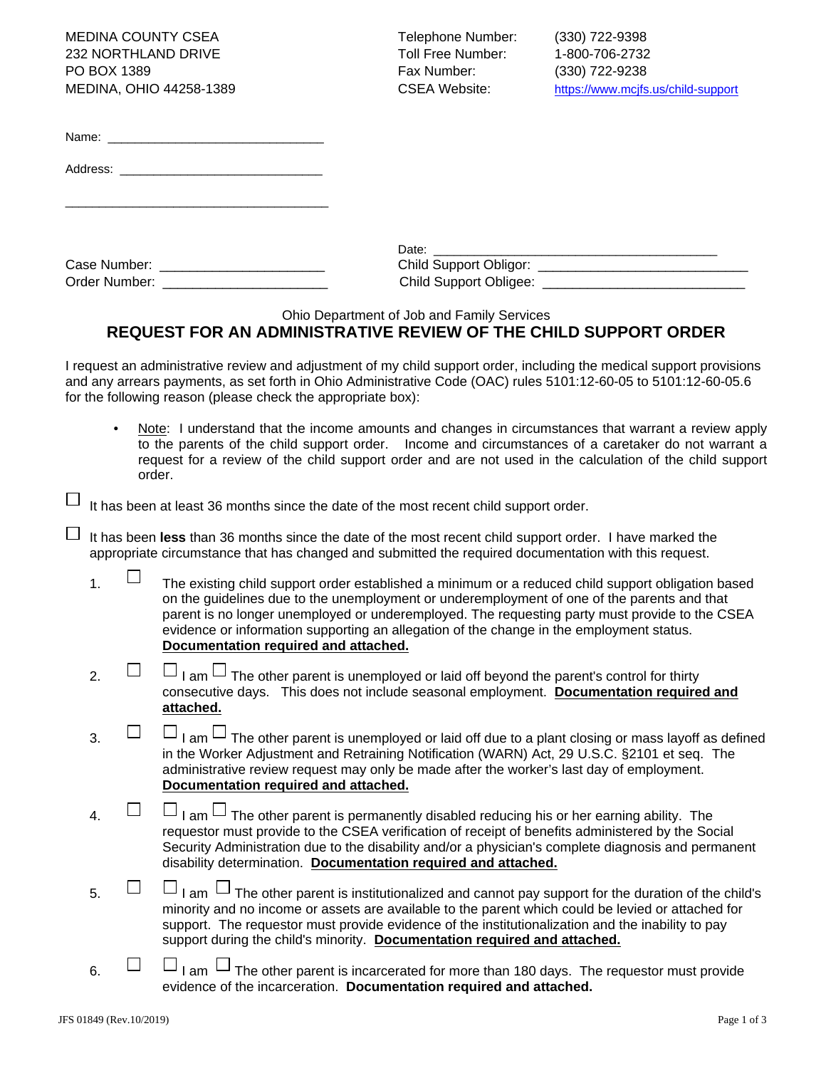MEDINA COUNTY CSEA
232 NORTHLAND DRIVE
PO BOX 1389
MEDINA, OHIO 44258-1389

Telephone Number: (330) 722-9398
Toll Free Number: 1-800-706-2732
Fax Number: (330) 722-9238
CSEA Website: https://www.mcjfs.us/child-support

Name: ______________________________

Address: ____________________________

____________________________________

Date: ________________________________________

Case Number: ______________________
Order Number: ______________________

Child Support Obligor: ____________________________
Child Support Obligee: ___________________________

Ohio Department of Job and Family Services

## REQUEST FOR AN ADMINISTRATIVE REVIEW OF THE CHILD SUPPORT ORDER

I request an administrative review and adjustment of my child support order, including the medical support provisions and any arrears payments, as set forth in Ohio Administrative Code (OAC) rules 5101:12-60-05 to 5101:12-60-05.6 for the following reason (please check the appropriate box):

- Note: I understand that the income amounts and changes in circumstances that warrant a review apply to the parents of the child support order. Income and circumstances of a caretaker do not warrant a request for a review of the child support order and are not used in the calculation of the child support order.

☐ It has been at least 36 months since the date of the most recent child support order.

☐ It has been **less** than 36 months since the date of the most recent child support order. I have marked the appropriate circumstance that has changed and submitted the required documentation with this request.

1. ☐ The existing child support order established a minimum or a reduced child support obligation based on the guidelines due to the unemployment or underemployment of one of the parents and that parent is no longer unemployed or underemployed. The requesting party must provide to the CSEA evidence or information supporting an allegation of the change in the employment status. **Documentation required and attached.**

2. ☐ ☐ I am ☐ The other parent is unemployed or laid off beyond the parent's control for thirty consecutive days. This does not include seasonal employment. **Documentation required and attached.**

3. ☐ ☐ I am ☐ The other parent is unemployed or laid off due to a plant closing or mass layoff as defined in the Worker Adjustment and Retraining Notification (WARN) Act, 29 U.S.C. §2101 et seq. The administrative review request may only be made after the worker's last day of employment. **Documentation required and attached.**

4. ☐ ☐ I am ☐ The other parent is permanently disabled reducing his or her earning ability. The requestor must provide to the CSEA verification of receipt of benefits administered by the Social Security Administration due to the disability and/or a physician's complete diagnosis and permanent disability determination. **Documentation required and attached.**

5. ☐ ☐ I am ☐ The other parent is institutionalized and cannot pay support for the duration of the child's minority and no income or assets are available to the parent which could be levied or attached for support. The requestor must provide evidence of the institutionalization and the inability to pay support during the child's minority. **Documentation required and attached.**

6. ☐ ☐ I am ☐ The other parent is incarcerated for more than 180 days. The requestor must provide evidence of the incarceration. **Documentation required and attached.**

JFS 01849 (Rev.10/2019)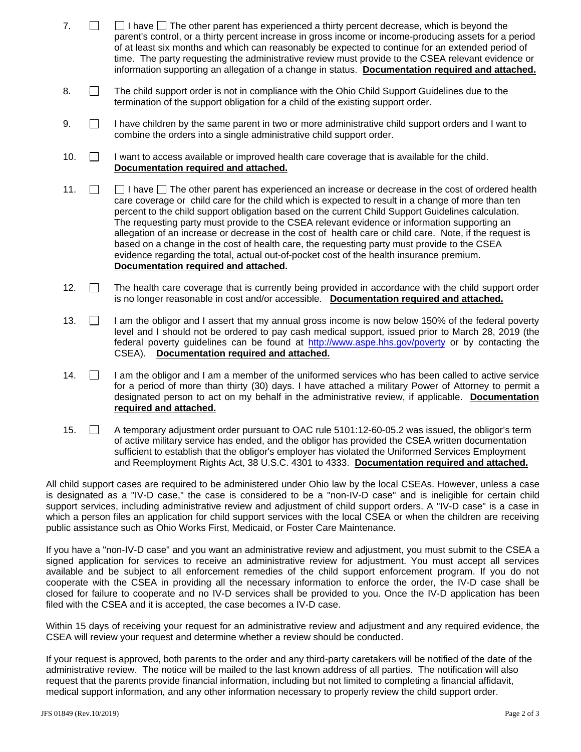7. ☐ ☐ I have ☐ The other parent has experienced a thirty percent decrease, which is beyond the parent's control, or a thirty percent increase in gross income or income-producing assets for a period of at least six months and which can reasonably be expected to continue for an extended period of time. The party requesting the administrative review must provide to the CSEA relevant evidence or information supporting an allegation of a change in status. **Documentation required and attached.**

8. ☐ The child support order is not in compliance with the Ohio Child Support Guidelines due to the termination of the support obligation for a child of the existing support order.

9. ☐ I have children by the same parent in two or more administrative child support orders and I want to combine the orders into a single administrative child support order.

10. ☐ I want to access available or improved health care coverage that is available for the child. **Documentation required and attached.**

11. ☐ ☐ I have ☐ The other parent has experienced an increase or decrease in the cost of ordered health care coverage or child care for the child which is expected to result in a change of more than ten percent to the child support obligation based on the current Child Support Guidelines calculation. The requesting party must provide to the CSEA relevant evidence or information supporting an allegation of an increase or decrease in the cost of health care or child care. Note, if the request is based on a change in the cost of health care, the requesting party must provide to the CSEA evidence regarding the total, actual out-of-pocket cost of the health insurance premium. **Documentation required and attached.**

12. ☐ The health care coverage that is currently being provided in accordance with the child support order is no longer reasonable in cost and/or accessible. **Documentation required and attached.**

13. ☐ I am the obligor and I assert that my annual gross income is now below 150% of the federal poverty level and I should not be ordered to pay cash medical support, issued prior to March 28, 2019 (the federal poverty guidelines can be found at http://www.aspe.hhs.gov/poverty or by contacting the CSEA). **Documentation required and attached.**

14. ☐ I am the obligor and I am a member of the uniformed services who has been called to active service for a period of more than thirty (30) days. I have attached a military Power of Attorney to permit a designated person to act on my behalf in the administrative review, if applicable. **Documentation required and attached.**

15. ☐ A temporary adjustment order pursuant to OAC rule 5101:12-60-05.2 was issued, the obligor's term of active military service has ended, and the obligor has provided the CSEA written documentation sufficient to establish that the obligor's employer has violated the Uniformed Services Employment and Reemployment Rights Act, 38 U.S.C. 4301 to 4333. **Documentation required and attached.**

All child support cases are required to be administered under Ohio law by the local CSEAs. However, unless a case is designated as a "IV-D case," the case is considered to be a "non-IV-D case" and is ineligible for certain child support services, including administrative review and adjustment of child support orders. A "IV-D case" is a case in which a person files an application for child support services with the local CSEA or when the children are receiving public assistance such as Ohio Works First, Medicaid, or Foster Care Maintenance.

If you have a "non-IV-D case" and you want an administrative review and adjustment, you must submit to the CSEA a signed application for services to receive an administrative review for adjustment. You must accept all services available and be subject to all enforcement remedies of the child support enforcement program. If you do not cooperate with the CSEA in providing all the necessary information to enforce the order, the IV-D case shall be closed for failure to cooperate and no IV-D services shall be provided to you. Once the IV-D application has been filed with the CSEA and it is accepted, the case becomes a IV-D case.

Within 15 days of receiving your request for an administrative review and adjustment and any required evidence, the CSEA will review your request and determine whether a review should be conducted.

If your request is approved, both parents to the order and any third-party caretakers will be notified of the date of the administrative review. The notice will be mailed to the last known address of all parties. The notification will also request that the parents provide financial information, including but not limited to completing a financial affidavit, medical support information, and any other information necessary to properly review the child support order.

JFS 01849 (Rev.10/2019)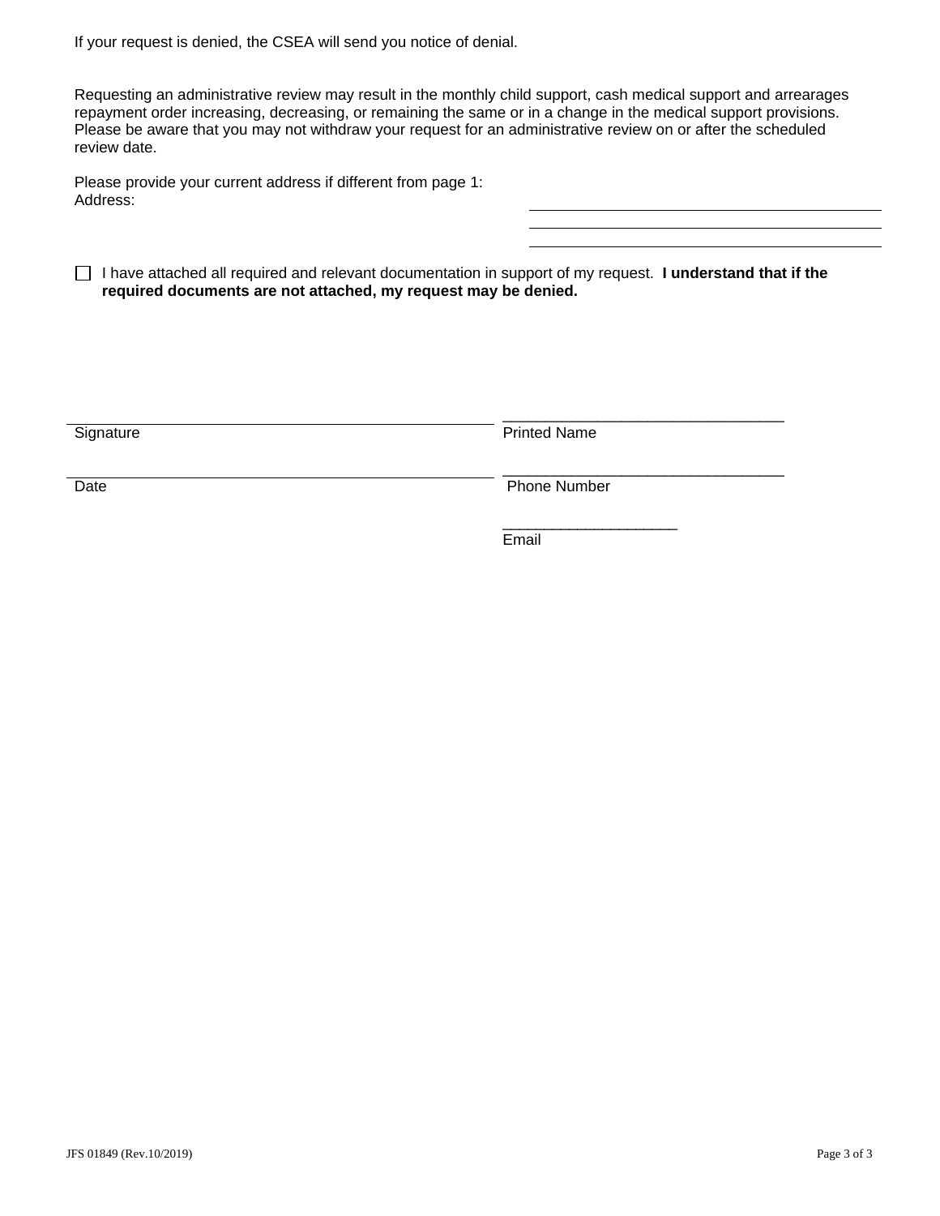If your request is denied, the CSEA will send you notice of denial.

Requesting an administrative review may result in the monthly child support, cash medical support and arrearages repayment order increasing, decreasing, or remaining the same or in a change in the medical support provisions. Please be aware that you may not withdraw your request for an administrative review on or after the scheduled review date.

Please provide your current address if different from page 1:
Address: ______________________________________
______________________________________
______________________________________

☐ I have attached all required and relevant documentation in support of my request. **I understand that if the required documents are not attached, my request may be denied.**

______________________________________ Signature

______________________________________ Printed Name

______________________________________ Date

______________________________________ Phone Number

____________________ Email

JFS 01849 (Rev.10/2019)